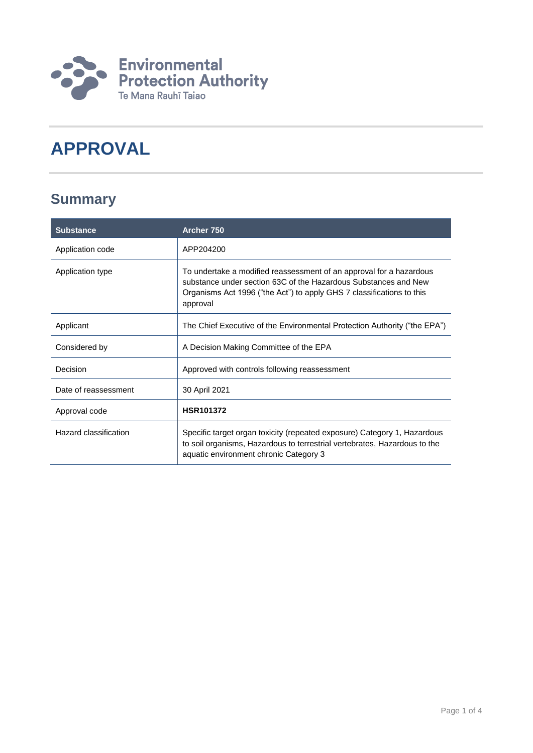Environmental Protection Authority
Te Mana Rauhī Taiao

# APPROVAL

## Summary

| Substance | Archer 750 |
| --- | --- |
| Application code | APP204200 |
| Application type | To undertake a modified reassessment of an approval for a hazardous substance under section 63C of the Hazardous Substances and New Organisms Act 1996 (“the Act”) to apply GHS 7 classifications to this approval |
| Applicant | The Chief Executive of the Environmental Protection Authority (“the EPA”) |
| Considered by | A Decision Making Committee of the EPA |
| Decision | Approved with controls following reassessment |
| Date of reassessment | 30 April 2021 |
| Approval code | **HSR101372** |
| Hazard classification | Specific target organ toxicity (repeated exposure) Category 1, Hazardous to soil organisms, Hazardous to terrestrial vertebrates, Hazardous to the aquatic environment chronic Category 3 |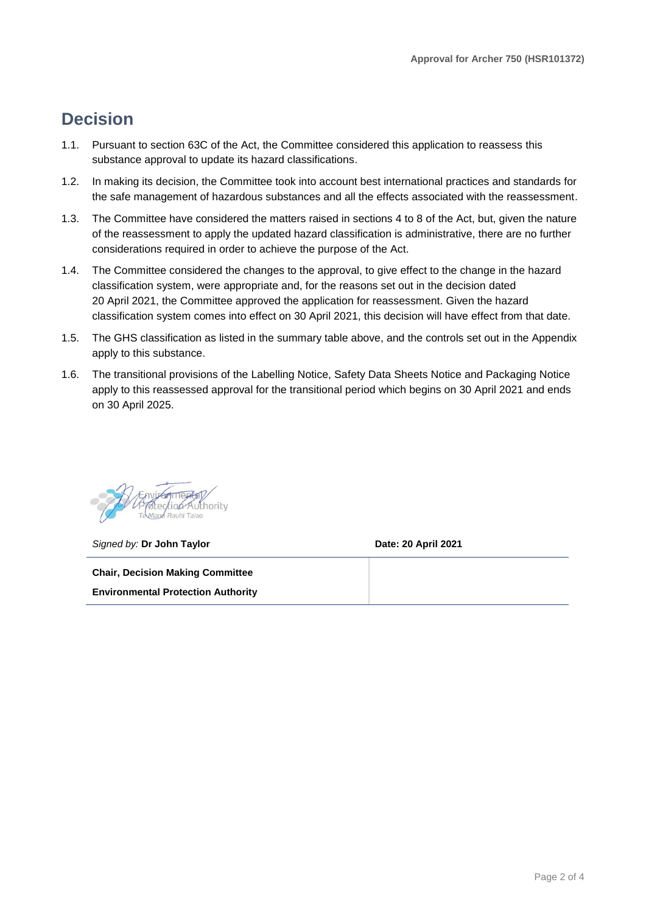# Decision

1.1. Pursuant to section 63C of the Act, the Committee considered this application to reassess this substance approval to update its hazard classifications.

1.2. In making its decision, the Committee took into account best international practices and standards for the safe management of hazardous substances and all the effects associated with the reassessment.

1.3. The Committee have considered the matters raised in sections 4 to 8 of the Act, but, given the nature of the reassessment to apply the updated hazard classification is administrative, there are no further considerations required in order to achieve the purpose of the Act.

1.4. The Committee considered the changes to the approval, to give effect to the change in the hazard classification system, were appropriate and, for the reasons set out in the decision dated 20 April 2021, the Committee approved the application for reassessment. Given the hazard classification system comes into effect on 30 April 2021, this decision will have effect from that date.

1.5. The GHS classification as listed in the summary table above, and the controls set out in the Appendix apply to this substance.

1.6. The transitional provisions of the Labelling Notice, Safety Data Sheets Notice and Packaging Notice apply to this reassessed approval for the transitional period which begins on 30 April 2021 and ends on 30 April 2025.

| *Signed by:* **Dr John Taylor** | **Date: 20 April 2021** |
|---|---|
| **Chair, Decision Making Committee**<br>**Environmental Protection Authority** | |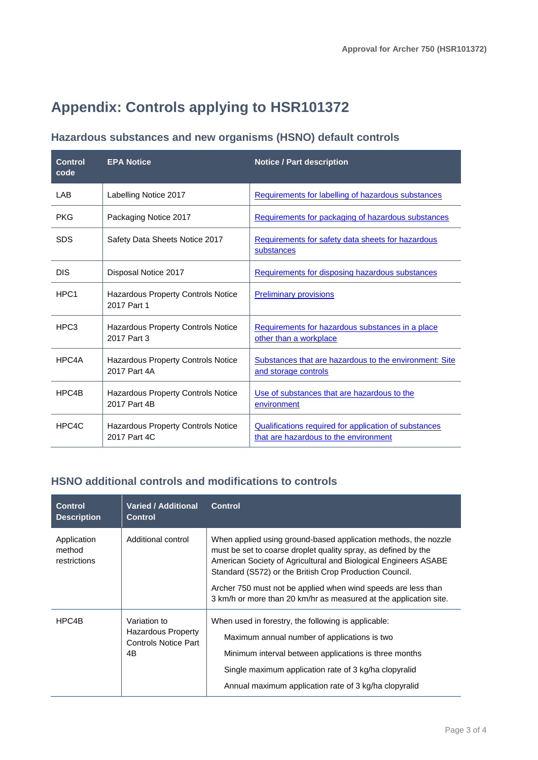# Appendix: Controls applying to HSR101372

## Hazardous substances and new organisms (HSNO) default controls

| Control code | EPA Notice | Notice / Part description |
|---|---|---|
| LAB | Labelling Notice 2017 | Requirements for labelling of hazardous substances |
| PKG | Packaging Notice 2017 | Requirements for packaging of hazardous substances |
| SDS | Safety Data Sheets Notice 2017 | Requirements for safety data sheets for hazardous substances |
| DIS | Disposal Notice 2017 | Requirements for disposing hazardous substances |
| HPC1 | Hazardous Property Controls Notice 2017 Part 1 | Preliminary provisions |
| HPC3 | Hazardous Property Controls Notice 2017 Part 3 | Requirements for hazardous substances in a place other than a workplace |
| HPC4A | Hazardous Property Controls Notice 2017 Part 4A | Substances that are hazardous to the environment: Site and storage controls |
| HPC4B | Hazardous Property Controls Notice 2017 Part 4B | Use of substances that are hazardous to the environment |
| HPC4C | Hazardous Property Controls Notice 2017 Part 4C | Qualifications required for application of substances that are hazardous to the environment |

## HSNO additional controls and modifications to controls

| Control Description | Varied / Additional Control | Control |
|---|---|---|
| Application method restrictions | Additional control | When applied using ground-based application methods, the nozzle must be set to coarse droplet quality spray, as defined by the American Society of Agricultural and Biological Engineers ASABE Standard (S572) or the British Crop Production Council.<br><br>Archer 750 must not be applied when wind speeds are less than 3 km/h or more than 20 km/hr as measured at the application site. |
| HPC4B | Variation to Hazardous Property Controls Notice Part 4B | When used in forestry, the following is applicable:<br>Maximum annual number of applications is two<br>Minimum interval between applications is three months<br>Single maximum application rate of 3 kg/ha clopyralid<br>Annual maximum application rate of 3 kg/ha clopyralid |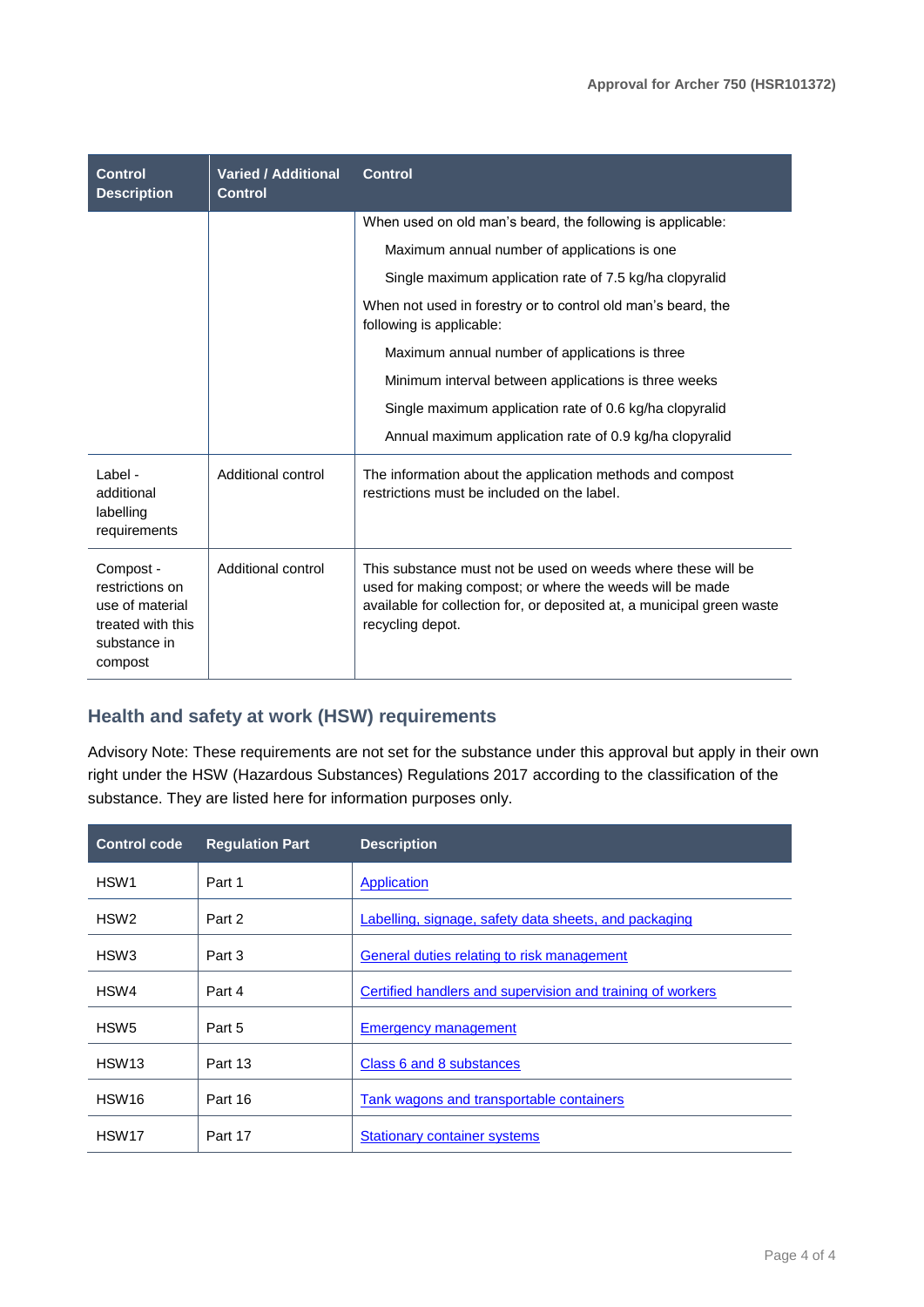| Control Description | Varied / Additional Control | Control |
|---|---|---|
| | | When used on old man's beard, the following is applicable:<br>Maximum annual number of applications is one<br>Single maximum application rate of 7.5 kg/ha clopyralid<br>When not used in forestry or to control old man's beard, the following is applicable:<br>Maximum annual number of applications is three<br>Minimum interval between applications is three weeks<br>Single maximum application rate of 0.6 kg/ha clopyralid<br>Annual maximum application rate of 0.9 kg/ha clopyralid |
| Label - additional labelling requirements | Additional control | The information about the application methods and compost restrictions must be included on the label. |
| Compost - restrictions on use of material treated with this substance in compost | Additional control | This substance must not be used on weeds where these will be used for making compost; or where the weeds will be made available for collection for, or deposited at, a municipal green waste recycling depot. |

## Health and safety at work (HSW) requirements

Advisory Note: These requirements are not set for the substance under this approval but apply in their own right under the HSW (Hazardous Substances) Regulations 2017 according to the classification of the substance. They are listed here for information purposes only.

| Control code | Regulation Part | Description |
|---|---|---|
| HSW1 | Part 1 | Application |
| HSW2 | Part 2 | Labelling, signage, safety data sheets, and packaging |
| HSW3 | Part 3 | General duties relating to risk management |
| HSW4 | Part 4 | Certified handlers and supervision and training of workers |
| HSW5 | Part 5 | Emergency management |
| HSW13 | Part 13 | Class 6 and 8 substances |
| HSW16 | Part 16 | Tank wagons and transportable containers |
| HSW17 | Part 17 | Stationary container systems |